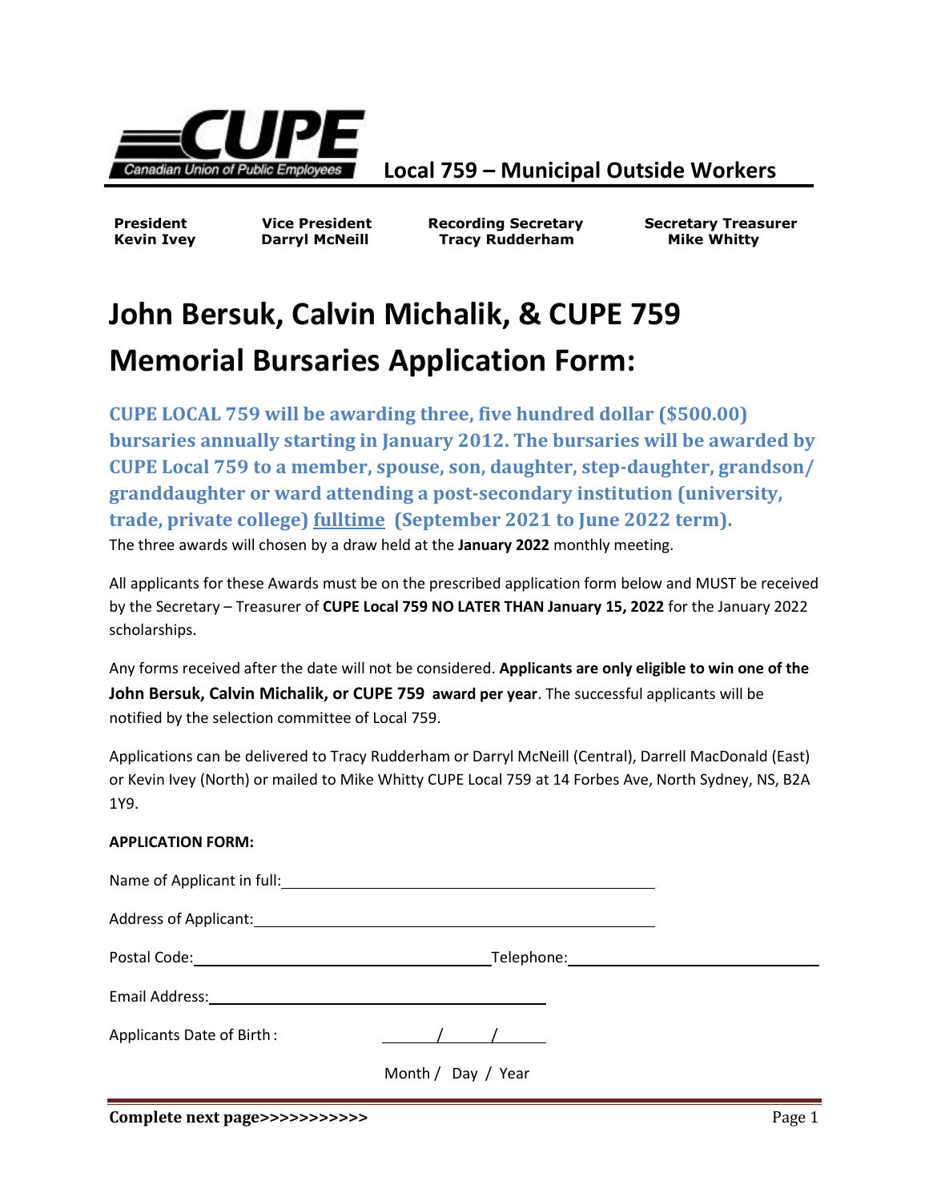**Local 759 – Municipal Outside Workers**

| President | Vice President | Recording Secretary | Secretary Treasurer |
|---|---|---|---|
| Kevin Ivey | Darryl McNeill | Tracy Rudderham | Mike Whitty |

# John Bersuk, Calvin Michalik, & CUPE 759 Memorial Bursaries Application Form:

**CUPE LOCAL 759 will be awarding three, five hundred dollar ($500.00) bursaries annually starting in January 2012. The bursaries will be awarded by CUPE Local 759 to a member, spouse, son, daughter, step-daughter, grandson/ granddaughter or ward attending a post-secondary institution (university, trade, private college) fulltime (September 2021 to June 2022 term).**

The three awards will chosen by a draw held at the **January 2022** monthly meeting.

All applicants for these Awards must be on the prescribed application form below and MUST be received by the Secretary – Treasurer of **CUPE Local 759 NO LATER THAN January 15, 2022** for the January 2022 scholarships.

Any forms received after the date will not be considered. **Applicants are only eligible to win one of the John Bersuk, Calvin Michalik, or CUPE 759 award per year**. The successful applicants will be notified by the selection committee of Local 759.

Applications can be delivered to Tracy Rudderham or Darryl McNeill (Central), Darrell MacDonald (East) or Kevin Ivey (North) or mailed to Mike Whitty CUPE Local 759 at 14 Forbes Ave, North Sydney, NS, B2A 1Y9.

**APPLICATION FORM:**

Name of Applicant in full: ______________________________

Address of Applicant: ______________________________

Postal Code: ____________________ Telephone: ____________________

Email Address: ______________________________

Applicants Date of Birth : _____ / _____ / _____
Month / Day / Year

**Complete next page>>>>>>>>>>>**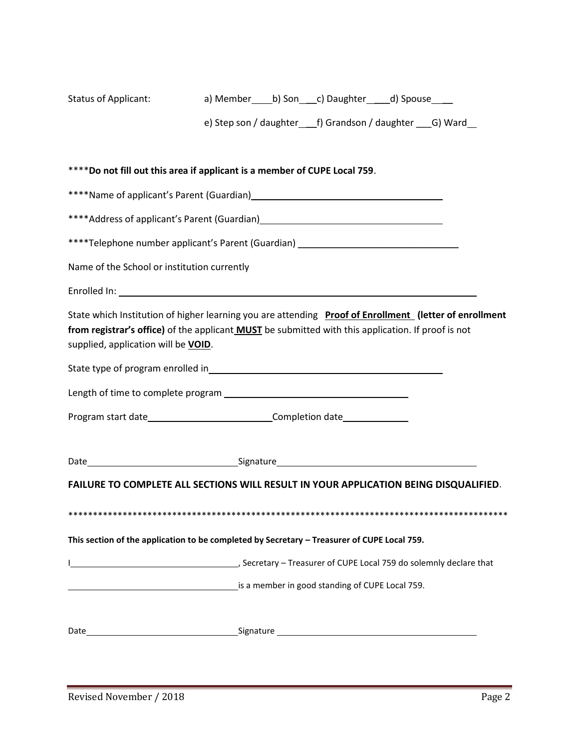Status of Applicant: a) Member____ b) Son___ c) Daughter____ d) Spouse____

e) Step son / daughter___ f) Grandson / daughter ___ G) Ward__

****Do not fill out this area if applicant is a member of CUPE Local 759.**

****Name of applicant's Parent (Guardian)______________________________________

****Address of applicant's Parent (Guardian)____________________________________

****Telephone number applicant's Parent (Guardian) ______________________________

Name of the School or institution currently

Enrolled In: ____________________________________________________________

State which Institution of higher learning you are attending **Proof of Enrollment (letter of enrollment from registrar's office)** of the applicant **MUST** be submitted with this application. If proof is not supplied, application will be **VOID**.

State type of program enrolled in_____________________________________________

Length of time to complete program ___________________________________

Program start date________________________ Completion date_____________

Date______________________________ Signature__________________________________________

**FAILURE TO COMPLETE ALL SECTIONS WILL RESULT IN YOUR APPLICATION BEING DISQUALIFIED.**

*******************************************************************************************

**This section of the application to be completed by Secretary – Treasurer of CUPE Local 759.**

I__________________________________, Secretary – Treasurer of CUPE Local 759 do solemnly declare that

__________________________________ is a member in good standing of CUPE Local 759.

Date______________________________ Signature __________________________________________

Revised November / 2018